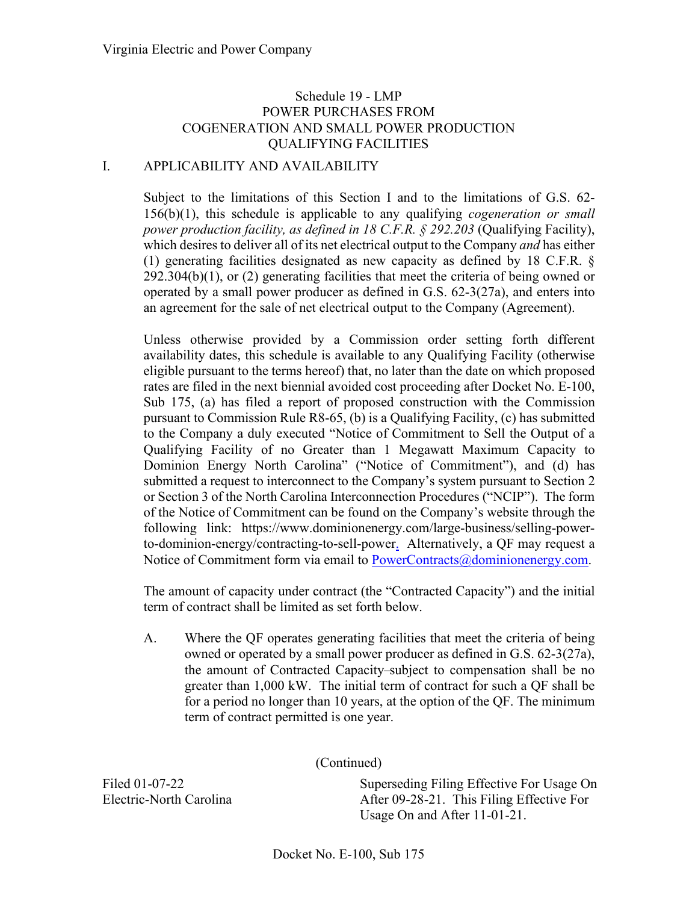Virginia Electric and Power Company

# Schedule 19 - LMP
# POWER PURCHASES FROM COGENERATION AND SMALL POWER PRODUCTION QUALIFYING FACILITIES

## I. APPLICABILITY AND AVAILABILITY

Subject to the limitations of this Section I and to the limitations of G.S. 62-156(b)(1), this schedule is applicable to any qualifying *cogeneration or small power production facility, as defined in 18 C.F.R. § 292.203* (Qualifying Facility), which desires to deliver all of its net electrical output to the Company *and* has either (1) generating facilities designated as new capacity as defined by 18 C.F.R. § 292.304(b)(1), or (2) generating facilities that meet the criteria of being owned or operated by a small power producer as defined in G.S. 62-3(27a), and enters into an agreement for the sale of net electrical output to the Company (Agreement).

Unless otherwise provided by a Commission order setting forth different availability dates, this schedule is available to any Qualifying Facility (otherwise eligible pursuant to the terms hereof) that, no later than the date on which proposed rates are filed in the next biennial avoided cost proceeding after Docket No. E-100, Sub 175, (a) has filed a report of proposed construction with the Commission pursuant to Commission Rule R8-65, (b) is a Qualifying Facility, (c) has submitted to the Company a duly executed "Notice of Commitment to Sell the Output of a Qualifying Facility of no Greater than 1 Megawatt Maximum Capacity to Dominion Energy North Carolina" ("Notice of Commitment"), and (d) has submitted a request to interconnect to the Company's system pursuant to Section 2 or Section 3 of the North Carolina Interconnection Procedures ("NCIP"). The form of the Notice of Commitment can be found on the Company's website through the following link: https://www.dominionenergy.com/large-business/selling-power-to-dominion-energy/contracting-to-sell-power. Alternatively, a QF may request a Notice of Commitment form via email to PowerContracts@dominionenergy.com.

The amount of capacity under contract (the "Contracted Capacity") and the initial term of contract shall be limited as set forth below.

A. Where the QF operates generating facilities that meet the criteria of being owned or operated by a small power producer as defined in G.S. 62-3(27a), the amount of Contracted Capacity subject to compensation shall be no greater than 1,000 kW. The initial term of contract for such a QF shall be for a period no longer than 10 years, at the option of the QF. The minimum term of contract permitted is one year.

(Continued)

Filed 01-07-22
Electric-North Carolina

Superseding Filing Effective For Usage On After 09-28-21. This Filing Effective For Usage On and After 11-01-21.

Docket No. E-100, Sub 175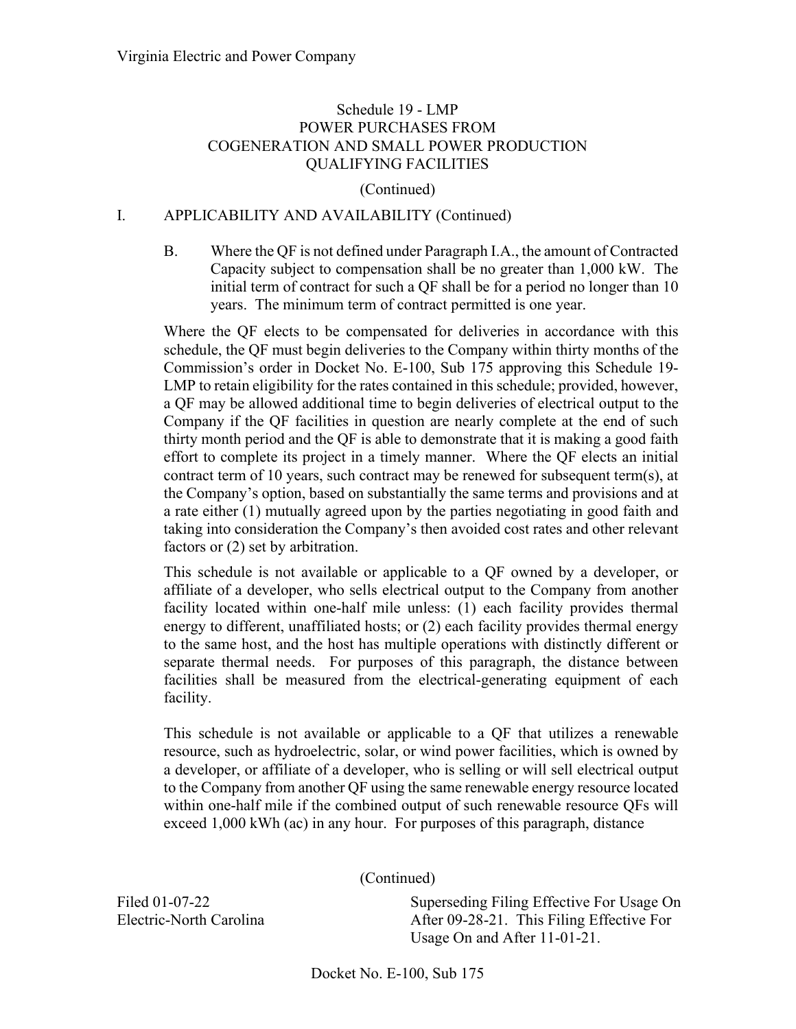## Schedule 19 - LMP
## POWER PURCHASES FROM COGENERATION AND SMALL POWER PRODUCTION QUALIFYING FACILITIES

(Continued)

## I. APPLICABILITY AND AVAILABILITY (Continued)

B. Where the QF is not defined under Paragraph I.A., the amount of Contracted Capacity subject to compensation shall be no greater than 1,000 kW. The initial term of contract for such a QF shall be for a period no longer than 10 years. The minimum term of contract permitted is one year.

Where the QF elects to be compensated for deliveries in accordance with this schedule, the QF must begin deliveries to the Company within thirty months of the Commission's order in Docket No. E-100, Sub 175 approving this Schedule 19-LMP to retain eligibility for the rates contained in this schedule; provided, however, a QF may be allowed additional time to begin deliveries of electrical output to the Company if the QF facilities in question are nearly complete at the end of such thirty month period and the QF is able to demonstrate that it is making a good faith effort to complete its project in a timely manner. Where the QF elects an initial contract term of 10 years, such contract may be renewed for subsequent term(s), at the Company's option, based on substantially the same terms and provisions and at a rate either (1) mutually agreed upon by the parties negotiating in good faith and taking into consideration the Company's then avoided cost rates and other relevant factors or (2) set by arbitration.

This schedule is not available or applicable to a QF owned by a developer, or affiliate of a developer, who sells electrical output to the Company from another facility located within one-half mile unless: (1) each facility provides thermal energy to different, unaffiliated hosts; or (2) each facility provides thermal energy to the same host, and the host has multiple operations with distinctly different or separate thermal needs. For purposes of this paragraph, the distance between facilities shall be measured from the electrical-generating equipment of each facility.

This schedule is not available or applicable to a QF that utilizes a renewable resource, such as hydroelectric, solar, or wind power facilities, which is owned by a developer, or affiliate of a developer, who is selling or will sell electrical output to the Company from another QF using the same renewable energy resource located within one-half mile if the combined output of such renewable resource QFs will exceed 1,000 kWh (ac) in any hour. For purposes of this paragraph, distance

(Continued)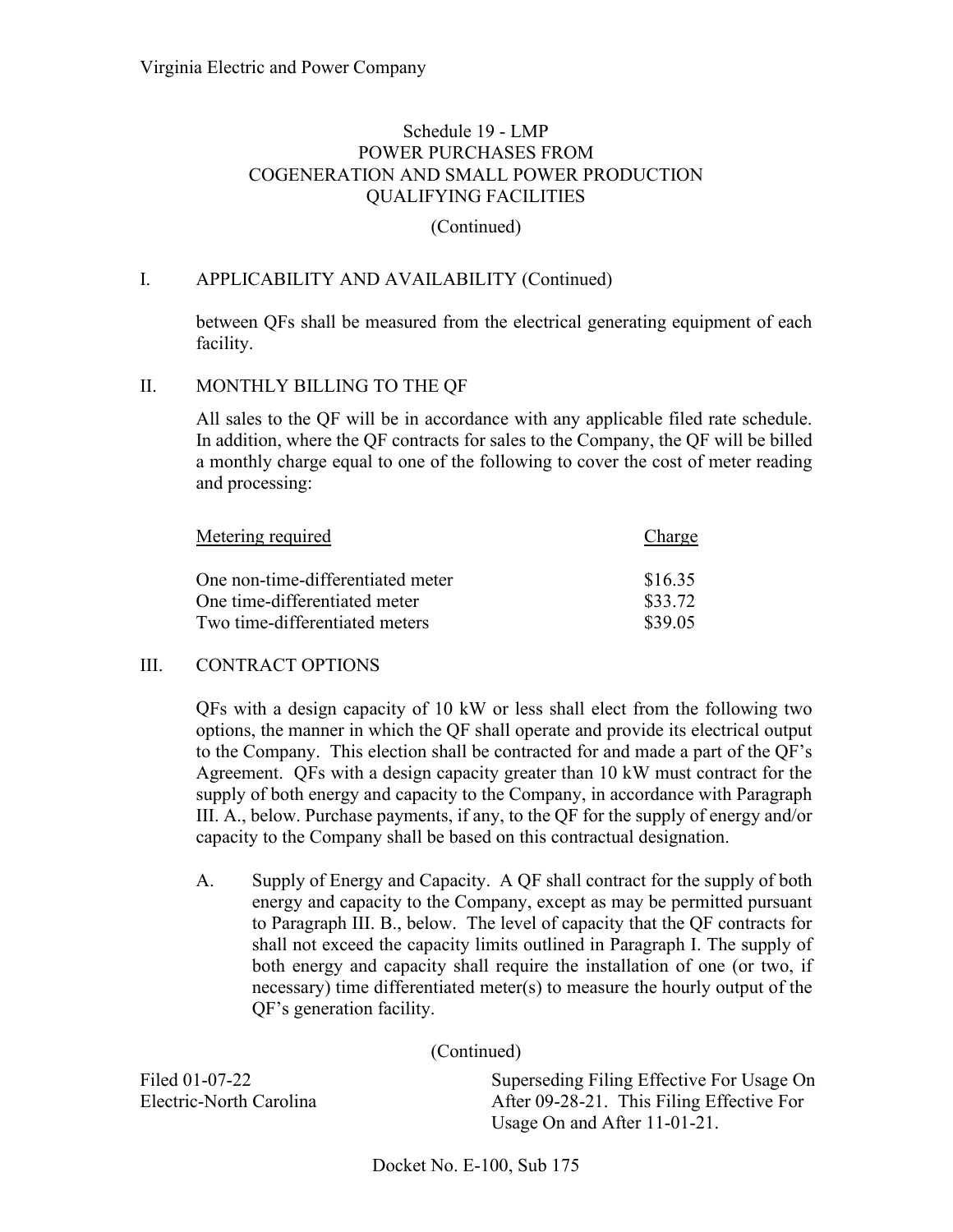Schedule 19 - LMP
POWER PURCHASES FROM
COGENERATION AND SMALL POWER PRODUCTION
QUALIFYING FACILITIES

(Continued)

## I. APPLICABILITY AND AVAILABILITY (Continued)

between QFs shall be measured from the electrical generating equipment of each facility.

## II. MONTHLY BILLING TO THE QF

All sales to the QF will be in accordance with any applicable filed rate schedule. In addition, where the QF contracts for sales to the Company, the QF will be billed a monthly charge equal to one of the following to cover the cost of meter reading and processing:

| Metering required | Charge |
|---|---|
| One non-time-differentiated meter | \$16.35 |
| One time-differentiated meter | \$33.72 |
| Two time-differentiated meters | \$39.05 |

## III. CONTRACT OPTIONS

QFs with a design capacity of 10 kW or less shall elect from the following two options, the manner in which the QF shall operate and provide its electrical output to the Company. This election shall be contracted for and made a part of the QF's Agreement. QFs with a design capacity greater than 10 kW must contract for the supply of both energy and capacity to the Company, in accordance with Paragraph III. A., below. Purchase payments, if any, to the QF for the supply of energy and/or capacity to the Company shall be based on this contractual designation.

A. Supply of Energy and Capacity. A QF shall contract for the supply of both energy and capacity to the Company, except as may be permitted pursuant to Paragraph III. B., below. The level of capacity that the QF contracts for shall not exceed the capacity limits outlined in Paragraph I. The supply of both energy and capacity shall require the installation of one (or two, if necessary) time differentiated meter(s) to measure the hourly output of the QF's generation facility.

(Continued)

Filed 01-07-22
Electric-North Carolina

Superseding Filing Effective For Usage On After 09-28-21. This Filing Effective For Usage On and After 11-01-21.

Docket No. E-100, Sub 175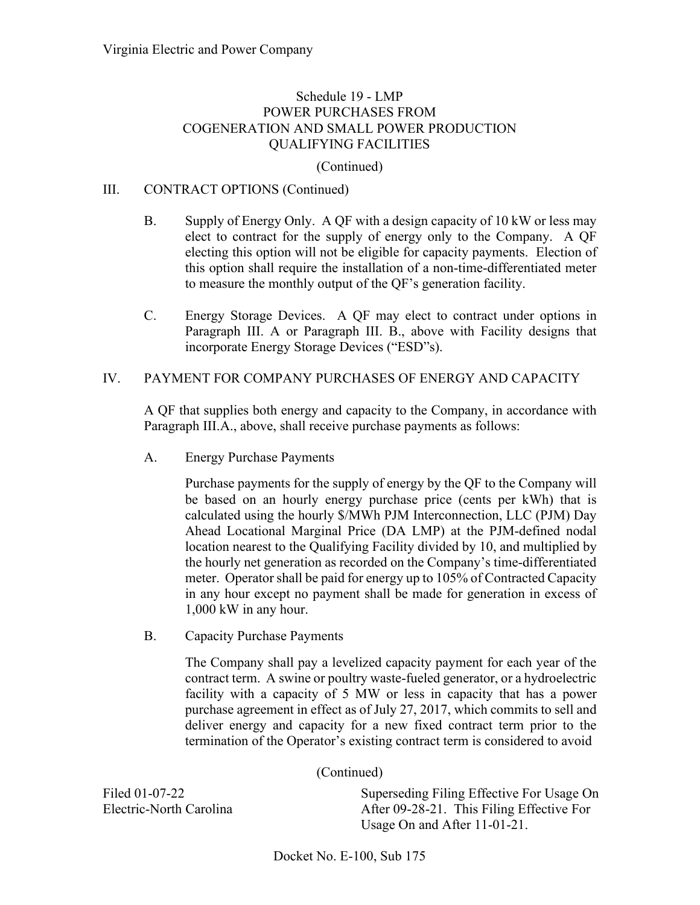Schedule 19 - LMP
POWER PURCHASES FROM
COGENERATION AND SMALL POWER PRODUCTION
QUALIFYING FACILITIES

(Continued)

III. CONTRACT OPTIONS (Continued)

B. Supply of Energy Only. A QF with a design capacity of 10 kW or less may elect to contract for the supply of energy only to the Company. A QF electing this option will not be eligible for capacity payments. Election of this option shall require the installation of a non-time-differentiated meter to measure the monthly output of the QF's generation facility.

C. Energy Storage Devices. A QF may elect to contract under options in Paragraph III. A or Paragraph III. B., above with Facility designs that incorporate Energy Storage Devices ("ESD"s).

IV. PAYMENT FOR COMPANY PURCHASES OF ENERGY AND CAPACITY

A QF that supplies both energy and capacity to the Company, in accordance with Paragraph III.A., above, shall receive purchase payments as follows:

A. Energy Purchase Payments

Purchase payments for the supply of energy by the QF to the Company will be based on an hourly energy purchase price (cents per kWh) that is calculated using the hourly $/MWh PJM Interconnection, LLC (PJM) Day Ahead Locational Marginal Price (DA LMP) at the PJM-defined nodal location nearest to the Qualifying Facility divided by 10, and multiplied by the hourly net generation as recorded on the Company's time-differentiated meter. Operator shall be paid for energy up to 105% of Contracted Capacity in any hour except no payment shall be made for generation in excess of 1,000 kW in any hour.

B. Capacity Purchase Payments

The Company shall pay a levelized capacity payment for each year of the contract term. A swine or poultry waste-fueled generator, or a hydroelectric facility with a capacity of 5 MW or less in capacity that has a power purchase agreement in effect as of July 27, 2017, which commits to sell and deliver energy and capacity for a new fixed contract term prior to the termination of the Operator's existing contract term is considered to avoid

(Continued)

Filed 01-07-22
Electric-North Carolina

Superseding Filing Effective For Usage On After 09-28-21. This Filing Effective For Usage On and After 11-01-21.

Docket No. E-100, Sub 175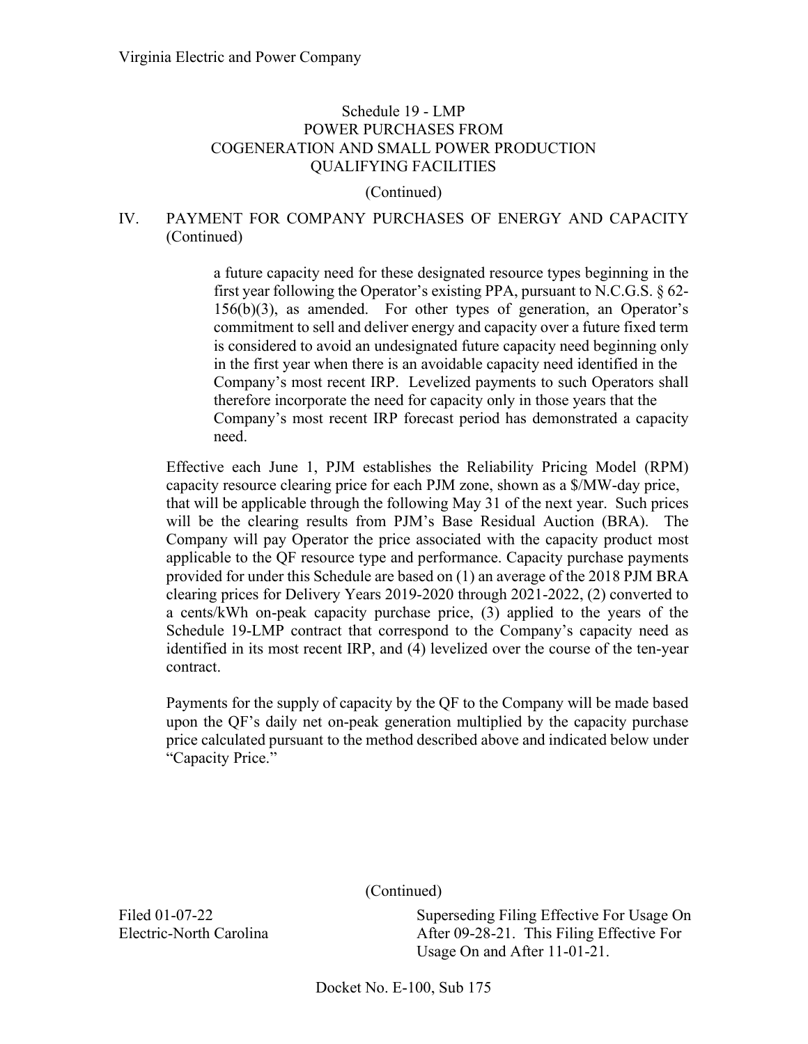Virginia Electric and Power Company

Schedule 19 - LMP
POWER PURCHASES FROM
COGENERATION AND SMALL POWER PRODUCTION
QUALIFYING FACILITIES

(Continued)

IV. PAYMENT FOR COMPANY PURCHASES OF ENERGY AND CAPACITY (Continued)

> a future capacity need for these designated resource types beginning in the first year following the Operator's existing PPA, pursuant to N.C.G.S. § 62-156(b)(3), as amended. For other types of generation, an Operator's commitment to sell and deliver energy and capacity over a future fixed term is considered to avoid an undesignated future capacity need beginning only in the first year when there is an avoidable capacity need identified in the Company's most recent IRP. Levelized payments to such Operators shall therefore incorporate the need for capacity only in those years that the Company's most recent IRP forecast period has demonstrated a capacity need.

Effective each June 1, PJM establishes the Reliability Pricing Model (RPM) capacity resource clearing price for each PJM zone, shown as a $/MW-day price, that will be applicable through the following May 31 of the next year. Such prices will be the clearing results from PJM's Base Residual Auction (BRA). The Company will pay Operator the price associated with the capacity product most applicable to the QF resource type and performance. Capacity purchase payments provided for under this Schedule are based on (1) an average of the 2018 PJM BRA clearing prices for Delivery Years 2019-2020 through 2021-2022, (2) converted to a cents/kWh on-peak capacity purchase price, (3) applied to the years of the Schedule 19-LMP contract that correspond to the Company's capacity need as identified in its most recent IRP, and (4) levelized over the course of the ten-year contract.

Payments for the supply of capacity by the QF to the Company will be made based upon the QF's daily net on-peak generation multiplied by the capacity purchase price calculated pursuant to the method described above and indicated below under "Capacity Price."

(Continued)

Filed 01-07-22
Electric-North Carolina

Superseding Filing Effective For Usage On After 09-28-21. This Filing Effective For Usage On and After 11-01-21.

Docket No. E-100, Sub 175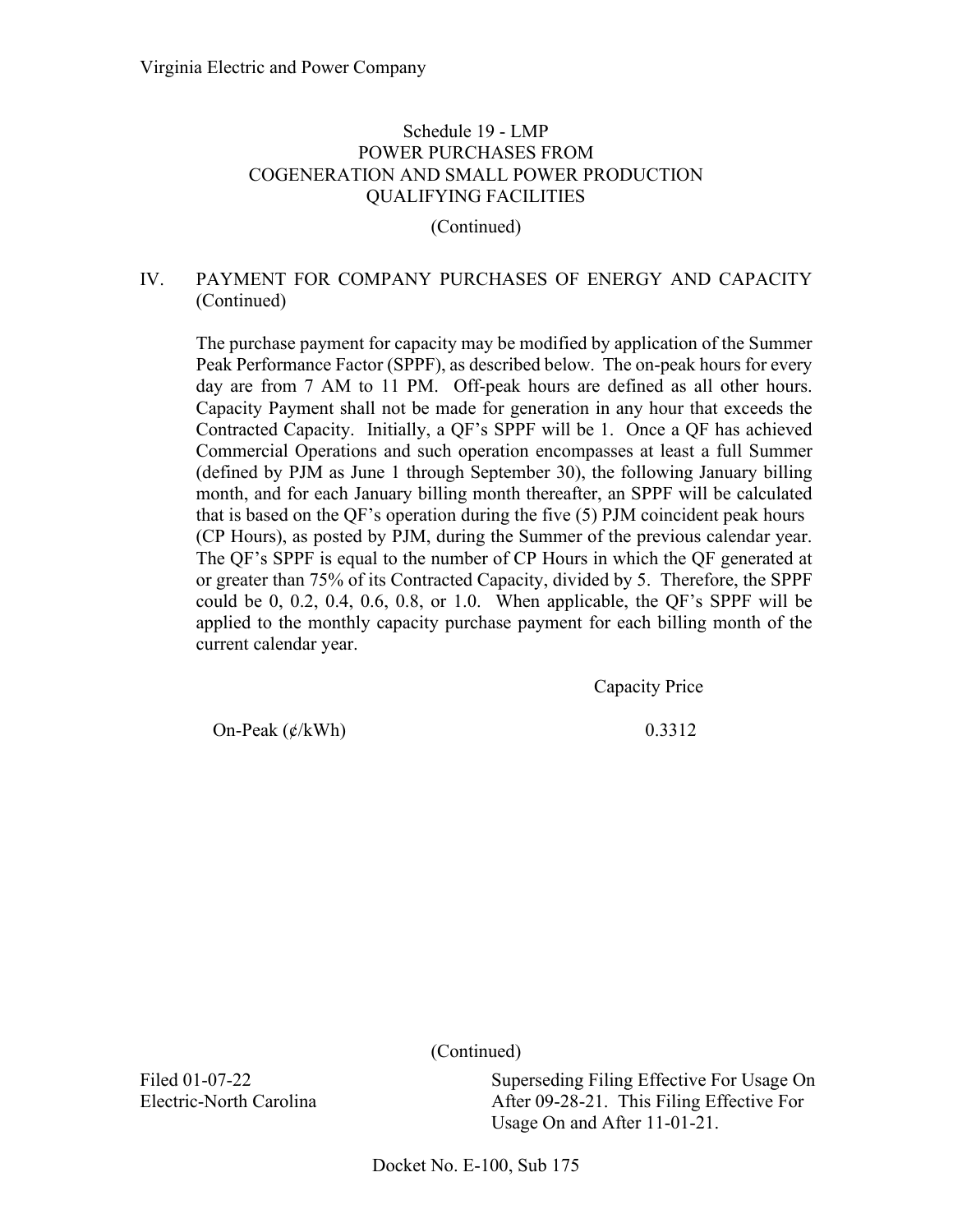Virginia Electric and Power Company

## Schedule 19 - LMP
## POWER PURCHASES FROM COGENERATION AND SMALL POWER PRODUCTION QUALIFYING FACILITIES

(Continued)

IV. PAYMENT FOR COMPANY PURCHASES OF ENERGY AND CAPACITY (Continued)

The purchase payment for capacity may be modified by application of the Summer Peak Performance Factor (SPPF), as described below. The on-peak hours for every day are from 7 AM to 11 PM. Off-peak hours are defined as all other hours. Capacity Payment shall not be made for generation in any hour that exceeds the Contracted Capacity. Initially, a QF's SPPF will be 1. Once a QF has achieved Commercial Operations and such operation encompasses at least a full Summer (defined by PJM as June 1 through September 30), the following January billing month, and for each January billing month thereafter, an SPPF will be calculated that is based on the QF's operation during the five (5) PJM coincident peak hours (CP Hours), as posted by PJM, during the Summer of the previous calendar year. The QF's SPPF is equal to the number of CP Hours in which the QF generated at or greater than 75% of its Contracted Capacity, divided by 5. Therefore, the SPPF could be 0, 0.2, 0.4, 0.6, 0.8, or 1.0. When applicable, the QF's SPPF will be applied to the monthly capacity purchase payment for each billing month of the current calendar year.

| | Capacity Price |
|---|---|
| On-Peak (¢/kWh) | 0.3312 |

(Continued)

Filed 01-07-22
Electric-North Carolina

Superseding Filing Effective For Usage On After 09-28-21. This Filing Effective For Usage On and After 11-01-21.

Docket No. E-100, Sub 175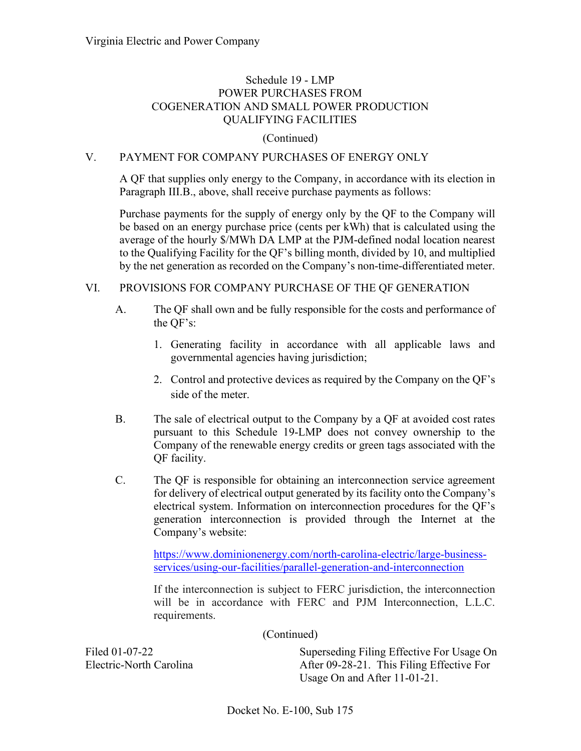Schedule 19 - LMP
POWER PURCHASES FROM
COGENERATION AND SMALL POWER PRODUCTION
QUALIFYING FACILITIES

(Continued)

## V. PAYMENT FOR COMPANY PURCHASES OF ENERGY ONLY

A QF that supplies only energy to the Company, in accordance with its election in Paragraph III.B., above, shall receive purchase payments as follows:

Purchase payments for the supply of energy only by the QF to the Company will be based on an energy purchase price (cents per kWh) that is calculated using the average of the hourly $/MWh DA LMP at the PJM-defined nodal location nearest to the Qualifying Facility for the QF's billing month, divided by 10, and multiplied by the net generation as recorded on the Company's non-time-differentiated meter.

## VI. PROVISIONS FOR COMPANY PURCHASE OF THE QF GENERATION

A. The QF shall own and be fully responsible for the costs and performance of the QF's:

1. Generating facility in accordance with all applicable laws and governmental agencies having jurisdiction;
2. Control and protective devices as required by the Company on the QF's side of the meter.

B. The sale of electrical output to the Company by a QF at avoided cost rates pursuant to this Schedule 19-LMP does not convey ownership to the Company of the renewable energy credits or green tags associated with the QF facility.

C. The QF is responsible for obtaining an interconnection service agreement for delivery of electrical output generated by its facility onto the Company's electrical system. Information on interconnection procedures for the QF's generation interconnection is provided through the Internet at the Company's website:

[https://www.dominionenergy.com/north-carolina-electric/large-business-services/using-our-facilities/parallel-generation-and-interconnection](https://www.dominionenergy.com/north-carolina-electric/large-business-services/using-our-facilities/parallel-generation-and-interconnection)

If the interconnection is subject to FERC jurisdiction, the interconnection will be in accordance with FERC and PJM Interconnection, L.L.C. requirements.

(Continued)

Filed 01-07-22
Electric-North Carolina

Superseding Filing Effective For Usage On After 09-28-21. This Filing Effective For Usage On and After 11-01-21.

Docket No. E-100, Sub 175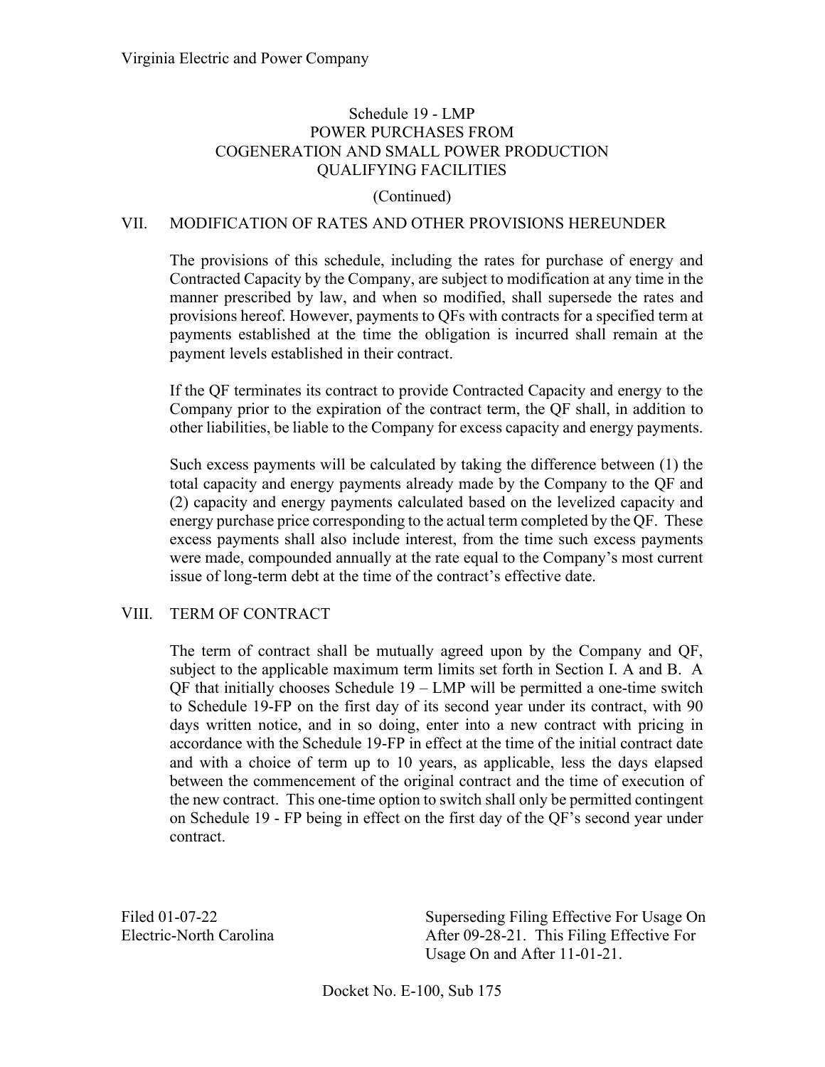# Schedule 19 - LMP
## POWER PURCHASES FROM COGENERATION AND SMALL POWER PRODUCTION QUALIFYING FACILITIES

(Continued)

## VII. MODIFICATION OF RATES AND OTHER PROVISIONS HEREUNDER

The provisions of this schedule, including the rates for purchase of energy and Contracted Capacity by the Company, are subject to modification at any time in the manner prescribed by law, and when so modified, shall supersede the rates and provisions hereof. However, payments to QFs with contracts for a specified term at payments established at the time the obligation is incurred shall remain at the payment levels established in their contract.

If the QF terminates its contract to provide Contracted Capacity and energy to the Company prior to the expiration of the contract term, the QF shall, in addition to other liabilities, be liable to the Company for excess capacity and energy payments.

Such excess payments will be calculated by taking the difference between (1) the total capacity and energy payments already made by the Company to the QF and (2) capacity and energy payments calculated based on the levelized capacity and energy purchase price corresponding to the actual term completed by the QF. These excess payments shall also include interest, from the time such excess payments were made, compounded annually at the rate equal to the Company's most current issue of long-term debt at the time of the contract's effective date.

## VIII. TERM OF CONTRACT

The term of contract shall be mutually agreed upon by the Company and QF, subject to the applicable maximum term limits set forth in Section I. A and B. A QF that initially chooses Schedule 19 – LMP will be permitted a one-time switch to Schedule 19-FP on the first day of its second year under its contract, with 90 days written notice, and in so doing, enter into a new contract with pricing in accordance with the Schedule 19-FP in effect at the time of the initial contract date and with a choice of term up to 10 years, as applicable, less the days elapsed between the commencement of the original contract and the time of execution of the new contract. This one-time option to switch shall only be permitted contingent on Schedule 19 - FP being in effect on the first day of the QF's second year under contract.

Filed 01-07-22
Electric-North Carolina

Superseding Filing Effective For Usage On After 09-28-21. This Filing Effective For Usage On and After 11-01-21.

Docket No. E-100, Sub 175